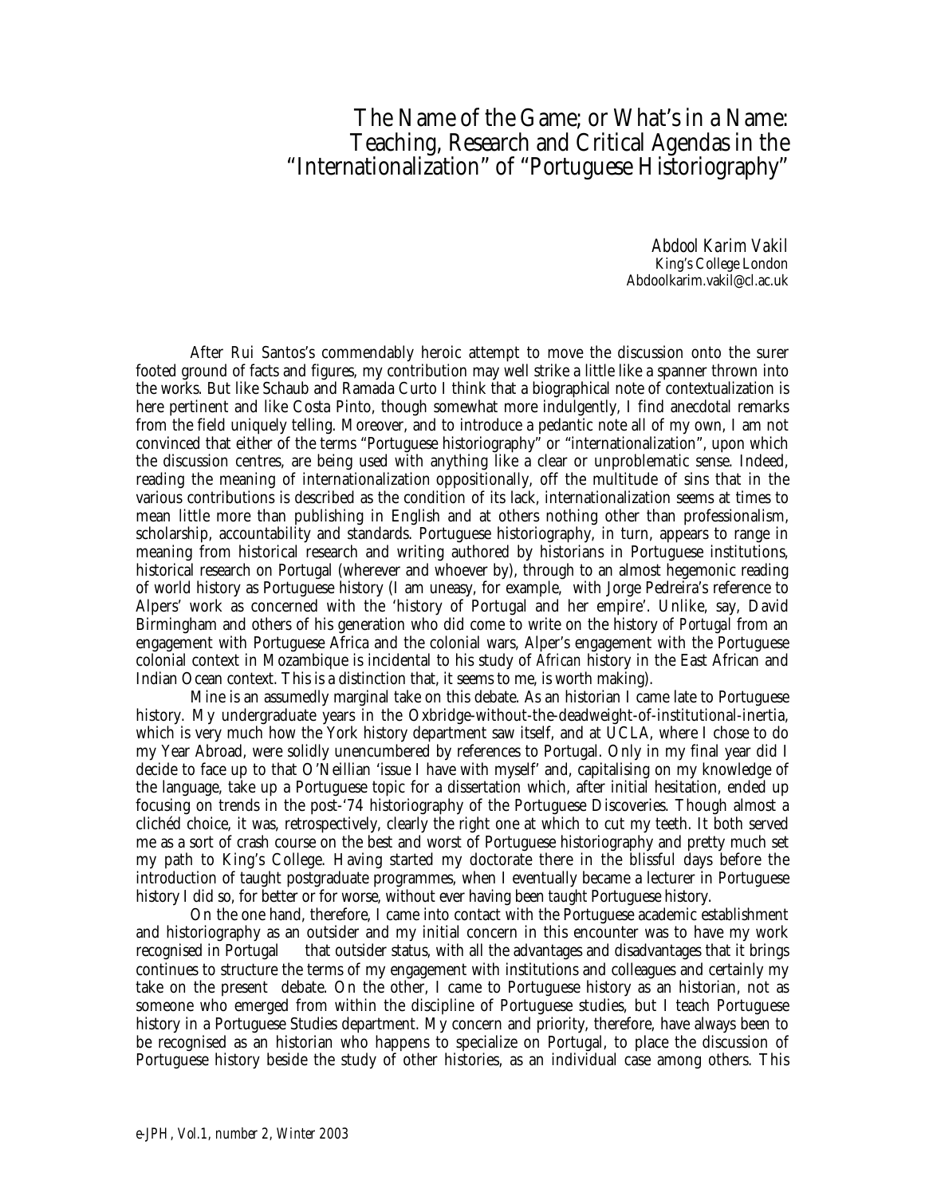# The Name of the Game; or What's in a Name: Teaching, Research and Critical Agendas in the "Internationalization" of "Portuguese Historiography"

*Abdool Karim Vakil*
King's College London
Abdoolkarim.vakil@cl.ac.uk

After Rui Santos's commendably heroic attempt to move the discussion onto the surer footed ground of facts and figures, my contribution may well strike a little like a spanner thrown into the works. But like Schaub and Ramada Curto I think that a biographical note of contextualization is here pertinent and like Costa Pinto, though somewhat more indulgently, I find anecdotal remarks from the field uniquely telling. Moreover, and to introduce a pedantic note all of my own, I am not convinced that either of the terms "Portuguese historiography" or "internationalization", upon which the discussion centres, are being used with anything like a clear or unproblematic sense. Indeed, reading the meaning of internationalization oppositionally, off the multitude of sins that in the various contributions is described as the condition of its lack, internationalization seems at times to mean little more than publishing in English and at others nothing other than professionalism, scholarship, accountability and standards. Portuguese historiography, in turn, appears to range in meaning from historical research and writing authored by historians in Portuguese institutions, historical research on Portugal (wherever and whoever by), through to an almost hegemonic reading of world history as Portuguese history (I am uneasy, for example, with Jorge Pedreira's reference to Alpers' work as concerned with the 'history of Portugal and her empire'. Unlike, say, David Birmingham and others of his generation who did come to write on the history *of Portugal* from an engagement with Portuguese Africa and the colonial wars, Alper's engagement with the Portuguese colonial context in Mozambique is incidental to his study of *African* history in the East African and Indian Ocean context. This is a distinction that, it seems to me, is worth making).

Mine is an assumedly marginal take on this debate. As an historian I came late to Portuguese history. My undergraduate years in the Oxbridge-without-the-deadweight-of-institutional-inertia, which is very much how the York history department saw itself, and at UCLA, where I chose to do my Year Abroad, were solidly unencumbered by references to Portugal. Only in my final year did I decide to face up to that O'Neillian 'issue I have with myself' and, capitalising on my knowledge of the language, take up a Portuguese topic for a dissertation which, after initial hesitation, ended up focusing on trends in the post-'74 historiography of the Portuguese Discoveries. Though almost a clichéd choice, it was, retrospectively, clearly the right one at which to cut my teeth. It both served me as a sort of crash course on the best and worst of Portuguese historiography and pretty much set my path to King's College. Having started my doctorate there in the blissful days before the introduction of taught postgraduate programmes, when I eventually became a lecturer in Portuguese history I did so, for better or for worse, without ever having been *taught* Portuguese history.

On the one hand, therefore, I came into contact with the Portuguese academic establishment and historiography as an outsider and my initial concern in this encounter was to have my work recognised in Portugal — that outsider status, with all the advantages and disadvantages that it brings continues to structure the terms of my engagement with institutions and colleagues and certainly my take on the present debate. On the other, I came to Portuguese history as an historian, not as someone who emerged from within the discipline of Portuguese studies, but I teach Portuguese history in a Portuguese Studies department. My concern and priority, therefore, have always been to be recognised as an historian who happens to specialize on Portugal, to place the discussion of Portuguese history beside the study of other histories, as an individual case among others. This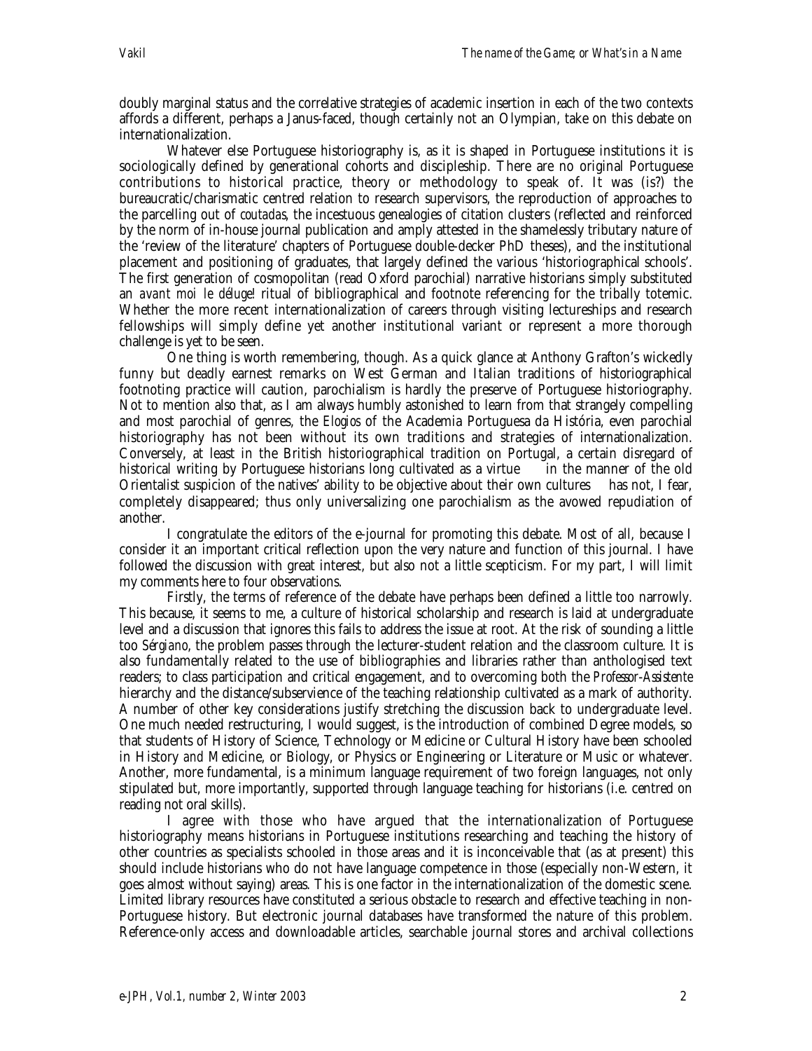doubly marginal status and the correlative strategies of academic insertion in each of the two contexts affords a different, perhaps a Janus-faced, though certainly not an Olympian, take on this debate on internationalization.

Whatever else Portuguese historiography is, as it is shaped in Portuguese institutions it is sociologically defined by generational cohorts and discipleship. There are no original Portuguese contributions to historical practice, theory or methodology to speak of. It was (is?) the bureaucratic/charismatic centred relation to research supervisors, the reproduction of approaches to the parcelling out of *coutadas*, the incestuous genealogies of citation clusters (reflected and reinforced by the norm of in-house journal publication and amply attested in the shamelessly tributary nature of the 'review of the literature' chapters of Portuguese double-decker PhD theses), and the institutional placement and positioning of graduates, that largely defined the various 'historiographical schools'. The first generation of cosmopolitan (read Oxford parochial) narrative historians simply substituted an *avant moi le déluge!* ritual of bibliographical and footnote referencing for the tribally totemic. Whether the more recent internationalization of careers through visiting lectureships and research fellowships will simply define yet another institutional variant or represent a more thorough challenge is yet to be seen.

One thing is worth remembering, though. As a quick glance at Anthony Grafton's wickedly funny but deadly earnest remarks on West German and Italian traditions of historiographical footnoting practice will caution, parochialism is hardly the preserve of Portuguese historiography. Not to mention also that, as I am always humbly astonished to learn from that strangely compelling and most parochial of genres, the *Elogios* of the Academia Portuguesa da História, even parochial historiography has not been without its own traditions and strategies of internationalization. Conversely, at least in the British historiographical tradition on Portugal, a certain disregard of historical writing by Portuguese historians long cultivated as a virtue — in the manner of the old Orientalist suspicion of the natives' ability to be objective about their own cultures — has not, I fear, completely disappeared; thus only universalizing one parochialism as the avowed repudiation of another.

I congratulate the editors of the e-journal for promoting this debate. Most of all, because I consider it an important critical reflection upon the very nature and function of this journal. I have followed the discussion with great interest, but also not a little scepticism. For my part, I will limit my comments here to four observations.

Firstly, the terms of reference of the debate have perhaps been defined a little too narrowly. This because, it seems to me, a culture of historical scholarship and research is laid at undergraduate level and a discussion that ignores this fails to address the issue at root. At the risk of sounding a little too *Sérgiano*, the problem passes through the lecturer-student relation and the classroom culture. It is also fundamentally related to the use of bibliographies and libraries rather than anthologised text readers; to class participation and critical engagement, and to overcoming both the *Professor-Assistente* hierarchy and the distance/subservience of the teaching relationship cultivated as a mark of authority. A number of other key considerations justify stretching the discussion back to undergraduate level. One much needed restructuring, I would suggest, is the introduction of combined Degree models, so that students of History of Science, Technology or Medicine or Cultural History have been schooled in History *and* Medicine, or Biology, or Physics or Engineering or Literature or Music or whatever. Another, more fundamental, is a minimum language requirement of two foreign languages, not only stipulated but, more importantly, supported through language teaching for historians (i.e. centred on reading not oral skills).

I agree with those who have argued that the internationalization of Portuguese historiography means historians in Portuguese institutions researching and teaching the history of other countries as specialists schooled in those areas and it is inconceivable that (as at present) this should include historians who do not have language competence in those (especially non-Western, it goes almost without saying) areas. This is one factor in the internationalization of the domestic scene. Limited library resources have constituted a serious obstacle to research and effective teaching in non-Portuguese history. But electronic journal databases have transformed the nature of this problem. Reference-only access and downloadable articles, searchable journal stores and archival collections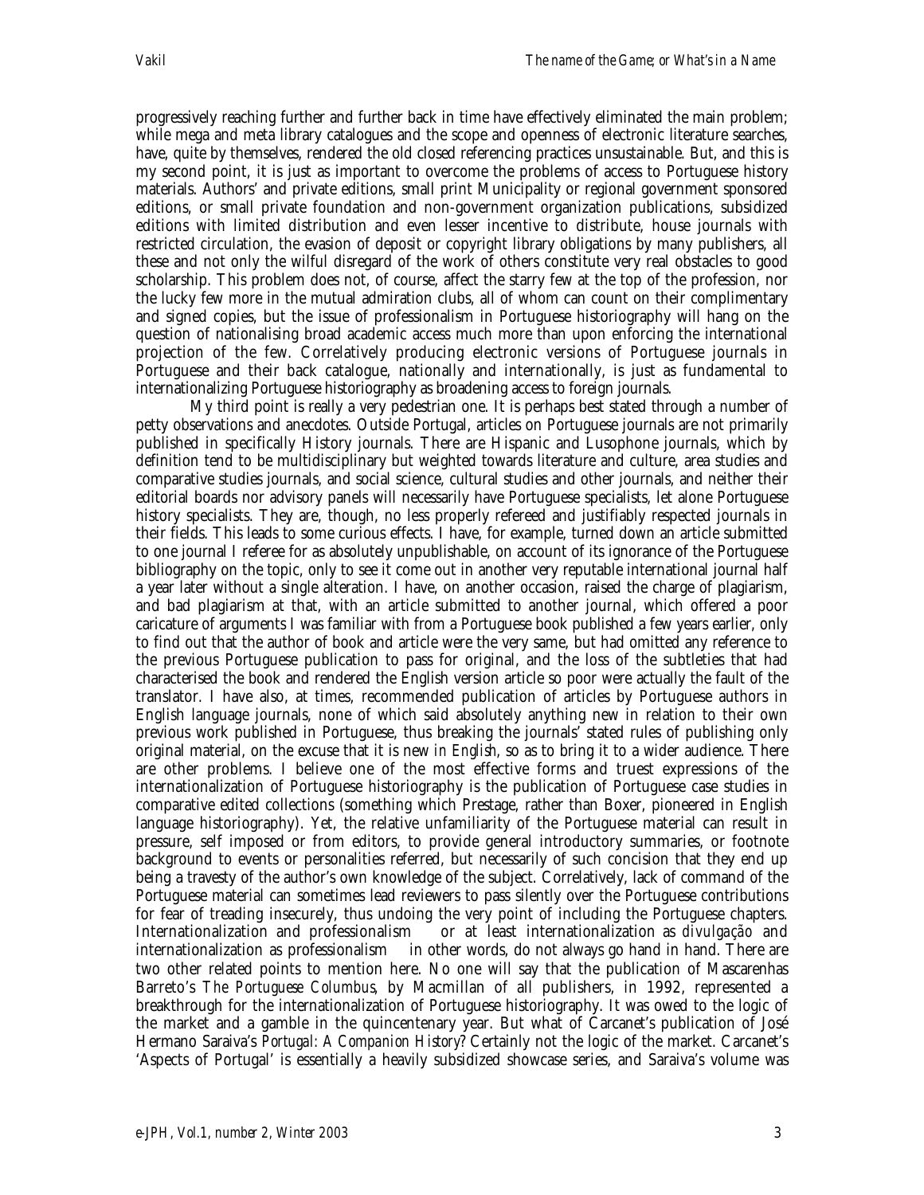progressively reaching further and further back in time have effectively eliminated the main problem; while mega and meta library catalogues and the scope and openness of electronic literature searches, have, quite by themselves, rendered the old closed referencing practices unsustainable. But, and this is my second point, it is just as important to overcome the problems of access to Portuguese history materials. Authors' and private editions, small print Municipality or regional government sponsored editions, or small private foundation and non-government organization publications, subsidized editions with limited distribution and even lesser incentive to distribute, house journals with restricted circulation, the evasion of deposit or copyright library obligations by many publishers, all these and not only the wilful disregard of the work of others constitute very real obstacles to good scholarship. This problem does not, of course, affect the starry few at the top of the profession, nor the lucky few more in the mutual admiration clubs, all of whom can count on their complimentary and signed copies, but the issue of professionalism in Portuguese historiography will hang on the question of nationalising broad academic access much more than upon enforcing the international projection of the few. Correlatively producing electronic versions of Portuguese journals in Portuguese and their back catalogue, nationally and internationally, is just as fundamental to internationalizing Portuguese historiography as broadening access to foreign journals.

My third point is really a very pedestrian one. It is perhaps best stated through a number of petty observations and anecdotes. Outside Portugal, articles on Portuguese journals are not primarily published in specifically History journals. There are Hispanic and Lusophone journals, which by definition tend to be multidisciplinary but weighted towards literature and culture, area studies and comparative studies journals, and social science, cultural studies and other journals, and neither their editorial boards nor advisory panels will necessarily have Portuguese specialists, let alone Portuguese history specialists. They are, though, no less properly refereed and justifiably respected journals in their fields. This leads to some curious effects. I have, for example, turned down an article submitted to one journal I referee for as absolutely unpublishable, on account of its ignorance of the Portuguese bibliography on the topic, only to see it come out in another very reputable international journal half a year later without a single alteration. I have, on another occasion, raised the charge of plagiarism, and bad plagiarism at that, with an article submitted to another journal, which offered a poor caricature of arguments I was familiar with from a Portuguese book published a few years earlier, only to find out that the author of book and article were the very same, but had omitted any reference to the previous Portuguese publication to pass for original, and the loss of the subtleties that had characterised the book and rendered the English version article so poor were actually the fault of the translator. I have also, at times, recommended publication of articles by Portuguese authors in English language journals, none of which said absolutely anything new in relation to their own previous work published in Portuguese, thus breaking the journals' stated rules of publishing only original material, on the excuse that it is new *in English*, so as to bring it to a wider audience. There are other problems. I believe one of the most effective forms and truest expressions of the internationalization of Portuguese historiography is the publication of Portuguese case studies in comparative edited collections (something which Prestage, rather than Boxer, pioneered in English language historiography). Yet, the relative unfamiliarity of the Portuguese material can result in pressure, self imposed or from editors, to provide general introductory summaries, or footnote background to events or personalities referred, but necessarily of such concision that they end up being a travesty of the author's own knowledge of the subject. Correlatively, lack of command of the Portuguese material can sometimes lead reviewers to pass silently over the Portuguese contributions for fear of treading insecurely, thus undoing the very point of including the Portuguese chapters. Internationalization and professionalism — or at least internationalization as *divulgação* and internationalization as professionalism — in other words, do not always go hand in hand. There are two other related points to mention here. No one will say that the publication of Mascarenhas Barreto's *The Portuguese Columbus*, by Macmillan of all publishers, in 1992, represented a breakthrough for the internationalization of Portuguese historiography. It was owed to the logic of the market and a gamble in the quincentenary year. But what of Carcanet's publication of José Hermano Saraiva's *Portugal: A Companion History*? Certainly not the logic of the market. Carcanet's 'Aspects of Portugal' is essentially a heavily subsidized showcase series, and Saraiva's volume was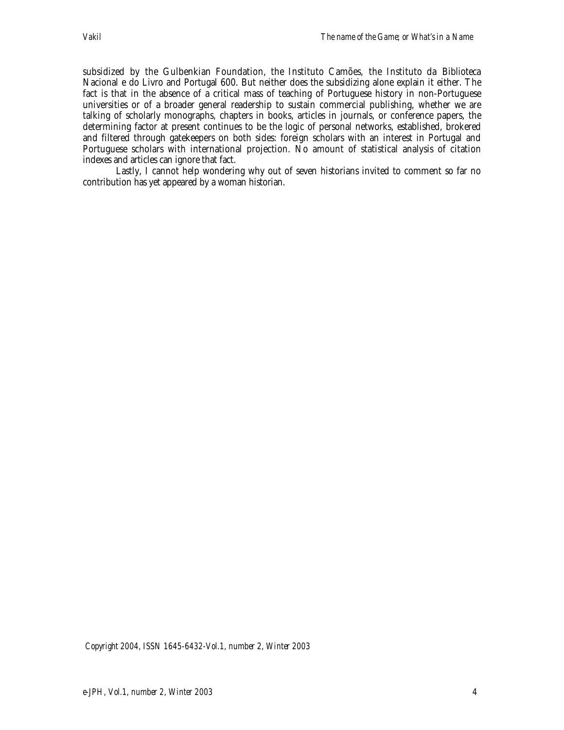subsidized by the Gulbenkian Foundation, the Instituto Camões, the Instituto da Biblioteca Nacional e do Livro and Portugal 600. But neither does the subsidizing alone explain it either. The fact is that in the absence of a critical mass of teaching of Portuguese history in non-Portuguese universities or of a broader general readership to sustain commercial publishing, whether we are talking of scholarly monographs, chapters in books, articles in journals, or conference papers, the determining factor at present continues to be the logic of personal networks, established, brokered and filtered through gatekeepers on both sides: foreign scholars with an interest in Portugal and Portuguese scholars with international projection. No amount of statistical analysis of citation indexes and articles can ignore that fact.

Lastly, I cannot help wondering why out of seven historians invited to comment so far no contribution has yet appeared by a woman historian.

*Copyright 2004, ISSN 1645-6432-Vol.1, number 2, Winter 2003*